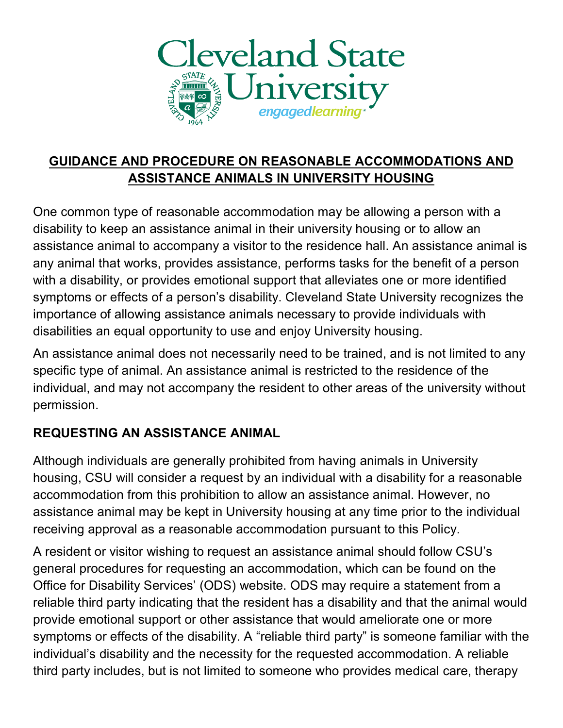# GUIDANCE AND PROCEDURE ON REASONABLE ACCOMMODATIONS AND ASSISTANCE ANIMALS IN UNIVERSITY HOUSING

One common type of reasonable accommodation may be allowing a person with a disability to keep an assistance animal in their university housing or to allow an assistance animal to accompany a visitor to the residence hall. An assistance animal is any animal that works, provides assistance, performs tasks for the benefit of a person with a disability, or provides emotional support that alleviates one or more identified symptoms or effects of a person's disability. Cleveland State University recognizes the importance of allowing assistance animals necessary to provide individuals with disabilities an equal opportunity to use and enjoy University housing.

An assistance animal does not necessarily need to be trained, and is not limited to any specific type of animal. An assistance animal is restricted to the residence of the individual, and may not accompany the resident to other areas of the university without permission.

## REQUESTING AN ASSISTANCE ANIMAL

Although individuals are generally prohibited from having animals in University housing, CSU will consider a request by an individual with a disability for a reasonable accommodation from this prohibition to allow an assistance animal. However, no assistance animal may be kept in University housing at any time prior to the individual receiving approval as a reasonable accommodation pursuant to this Policy.

A resident or visitor wishing to request an assistance animal should follow CSU's general procedures for requesting an accommodation, which can be found on the Office for Disability Services' (ODS) website. ODS may require a statement from a reliable third party indicating that the resident has a disability and that the animal would provide emotional support or other assistance that would ameliorate one or more symptoms or effects of the disability. A "reliable third party" is someone familiar with the individual's disability and the necessity for the requested accommodation. A reliable third party includes, but is not limited to someone who provides medical care, therapy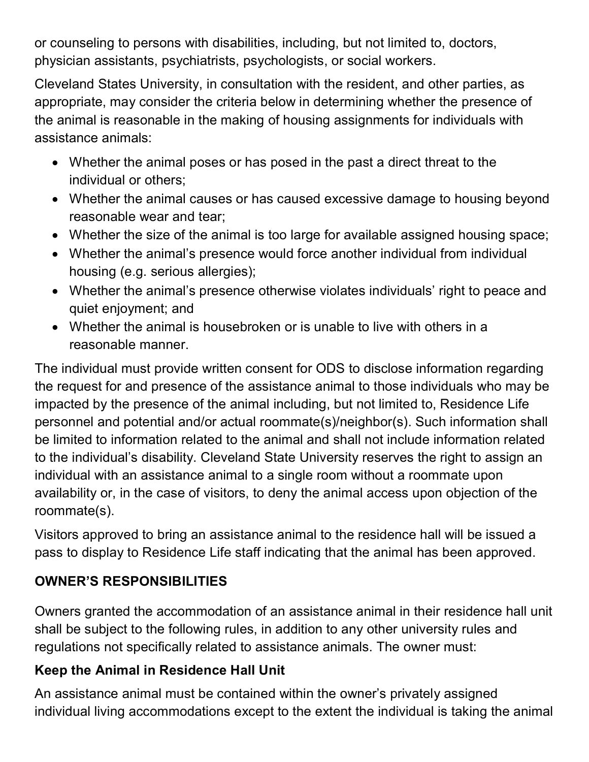or counseling to persons with disabilities, including, but not limited to, doctors, physician assistants, psychiatrists, psychologists, or social workers.

Cleveland States University, in consultation with the resident, and other parties, as appropriate, may consider the criteria below in determining whether the presence of the animal is reasonable in the making of housing assignments for individuals with assistance animals:

- Whether the animal poses or has posed in the past a direct threat to the individual or others;
- Whether the animal causes or has caused excessive damage to housing beyond reasonable wear and tear;
- Whether the size of the animal is too large for available assigned housing space;
- Whether the animal's presence would force another individual from individual housing (e.g. serious allergies);
- Whether the animal's presence otherwise violates individuals' right to peace and quiet enjoyment; and
- Whether the animal is housebroken or is unable to live with others in a reasonable manner.

The individual must provide written consent for ODS to disclose information regarding the request for and presence of the assistance animal to those individuals who may be impacted by the presence of the animal including, but not limited to, Residence Life personnel and potential and/or actual roommate(s)/neighbor(s). Such information shall be limited to information related to the animal and shall not include information related to the individual's disability. Cleveland State University reserves the right to assign an individual with an assistance animal to a single room without a roommate upon availability or, in the case of visitors, to deny the animal access upon objection of the roommate(s).

Visitors approved to bring an assistance animal to the residence hall will be issued a pass to display to Residence Life staff indicating that the animal has been approved.

## OWNER'S RESPONSIBILITIES

Owners granted the accommodation of an assistance animal in their residence hall unit shall be subject to the following rules, in addition to any other university rules and regulations not specifically related to assistance animals. The owner must:

### Keep the Animal in Residence Hall Unit

An assistance animal must be contained within the owner's privately assigned individual living accommodations except to the extent the individual is taking the animal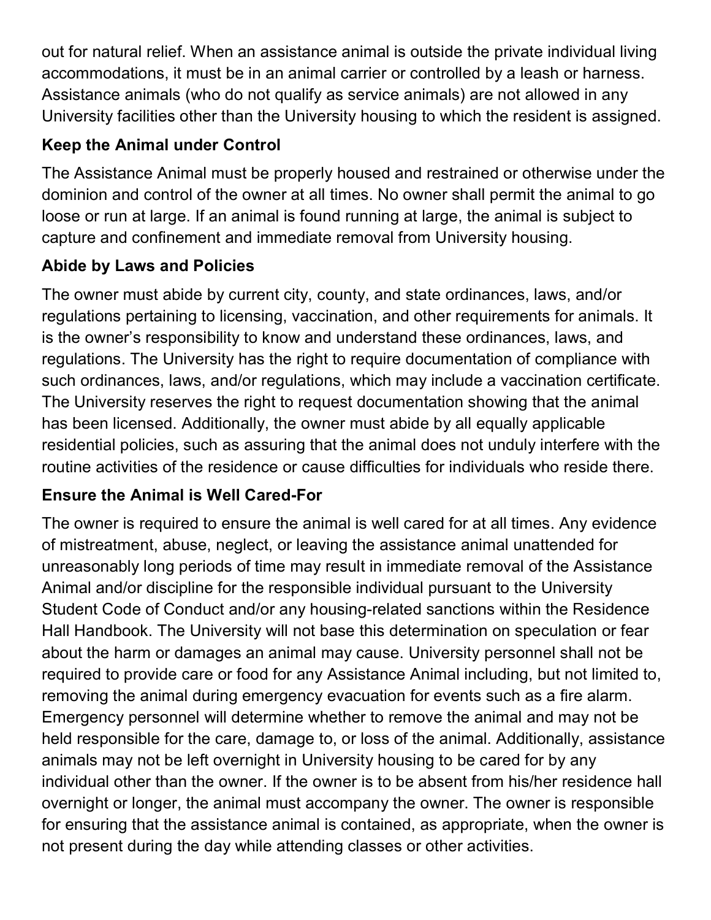out for natural relief. When an assistance animal is outside the private individual living accommodations, it must be in an animal carrier or controlled by a leash or harness. Assistance animals (who do not qualify as service animals) are not allowed in any University facilities other than the University housing to which the resident is assigned.

**Keep the Animal under Control**

The Assistance Animal must be properly housed and restrained or otherwise under the dominion and control of the owner at all times. No owner shall permit the animal to go loose or run at large. If an animal is found running at large, the animal is subject to capture and confinement and immediate removal from University housing.

**Abide by Laws and Policies**

The owner must abide by current city, county, and state ordinances, laws, and/or regulations pertaining to licensing, vaccination, and other requirements for animals. It is the owner's responsibility to know and understand these ordinances, laws, and regulations. The University has the right to require documentation of compliance with such ordinances, laws, and/or regulations, which may include a vaccination certificate. The University reserves the right to request documentation showing that the animal has been licensed. Additionally, the owner must abide by all equally applicable residential policies, such as assuring that the animal does not unduly interfere with the routine activities of the residence or cause difficulties for individuals who reside there.

**Ensure the Animal is Well Cared-For**

The owner is required to ensure the animal is well cared for at all times. Any evidence of mistreatment, abuse, neglect, or leaving the assistance animal unattended for unreasonably long periods of time may result in immediate removal of the Assistance Animal and/or discipline for the responsible individual pursuant to the University Student Code of Conduct and/or any housing-related sanctions within the Residence Hall Handbook. The University will not base this determination on speculation or fear about the harm or damages an animal may cause. University personnel shall not be required to provide care or food for any Assistance Animal including, but not limited to, removing the animal during emergency evacuation for events such as a fire alarm. Emergency personnel will determine whether to remove the animal and may not be held responsible for the care, damage to, or loss of the animal. Additionally, assistance animals may not be left overnight in University housing to be cared for by any individual other than the owner. If the owner is to be absent from his/her residence hall overnight or longer, the animal must accompany the owner. The owner is responsible for ensuring that the assistance animal is contained, as appropriate, when the owner is not present during the day while attending classes or other activities.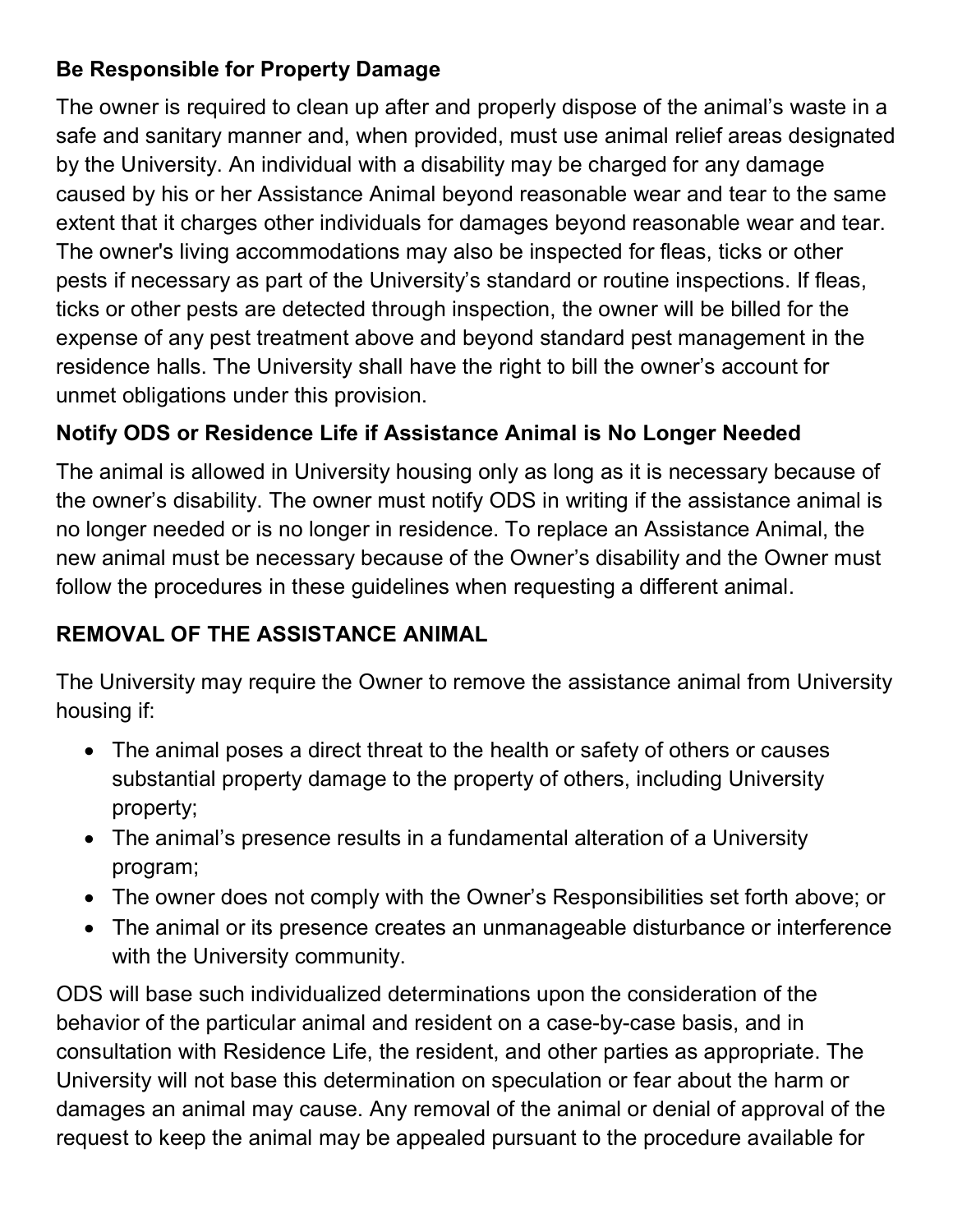### Be Responsible for Property Damage

The owner is required to clean up after and properly dispose of the animal's waste in a safe and sanitary manner and, when provided, must use animal relief areas designated by the University. An individual with a disability may be charged for any damage caused by his or her Assistance Animal beyond reasonable wear and tear to the same extent that it charges other individuals for damages beyond reasonable wear and tear. The owner's living accommodations may also be inspected for fleas, ticks or other pests if necessary as part of the University's standard or routine inspections. If fleas, ticks or other pests are detected through inspection, the owner will be billed for the expense of any pest treatment above and beyond standard pest management in the residence halls. The University shall have the right to bill the owner's account for unmet obligations under this provision.

### Notify ODS or Residence Life if Assistance Animal is No Longer Needed

The animal is allowed in University housing only as long as it is necessary because of the owner's disability. The owner must notify ODS in writing if the assistance animal is no longer needed or is no longer in residence. To replace an Assistance Animal, the new animal must be necessary because of the Owner's disability and the Owner must follow the procedures in these guidelines when requesting a different animal.

## REMOVAL OF THE ASSISTANCE ANIMAL

The University may require the Owner to remove the assistance animal from University housing if:

- The animal poses a direct threat to the health or safety of others or causes substantial property damage to the property of others, including University property;
- The animal's presence results in a fundamental alteration of a University program;
- The owner does not comply with the Owner's Responsibilities set forth above; or
- The animal or its presence creates an unmanageable disturbance or interference with the University community.

ODS will base such individualized determinations upon the consideration of the behavior of the particular animal and resident on a case-by-case basis, and in consultation with Residence Life, the resident, and other parties as appropriate. The University will not base this determination on speculation or fear about the harm or damages an animal may cause. Any removal of the animal or denial of approval of the request to keep the animal may be appealed pursuant to the procedure available for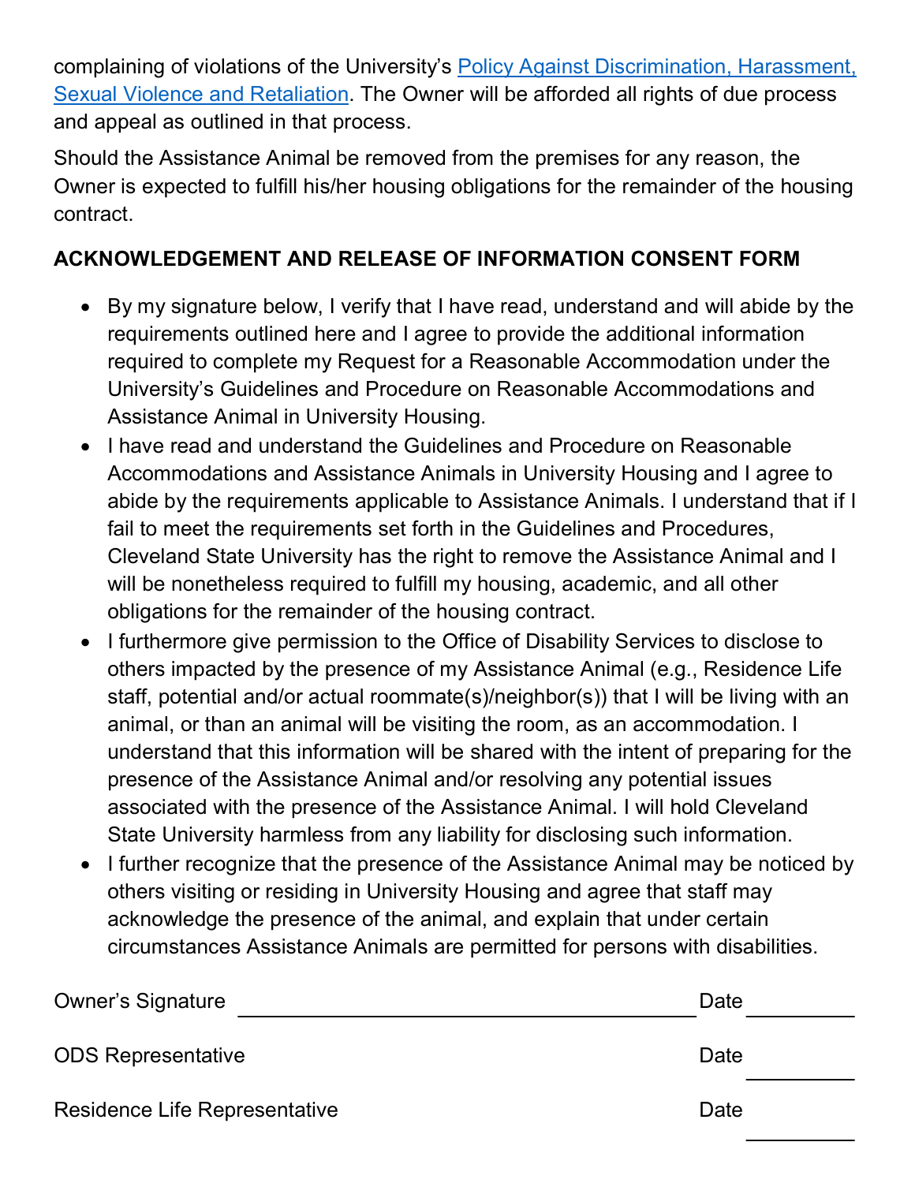complaining of violations of the University's Policy Against Discrimination, Harassment, Sexual Violence and Retaliation. The Owner will be afforded all rights of due process and appeal as outlined in that process.

Should the Assistance Animal be removed from the premises for any reason, the Owner is expected to fulfill his/her housing obligations for the remainder of the housing contract.

**ACKNOWLEDGEMENT AND RELEASE OF INFORMATION CONSENT FORM**

- By my signature below, I verify that I have read, understand and will abide by the requirements outlined here and I agree to provide the additional information required to complete my Request for a Reasonable Accommodation under the University's Guidelines and Procedure on Reasonable Accommodations and Assistance Animal in University Housing.
- I have read and understand the Guidelines and Procedure on Reasonable Accommodations and Assistance Animals in University Housing and I agree to abide by the requirements applicable to Assistance Animals. I understand that if I fail to meet the requirements set forth in the Guidelines and Procedures, Cleveland State University has the right to remove the Assistance Animal and I will be nonetheless required to fulfill my housing, academic, and all other obligations for the remainder of the housing contract.
- I furthermore give permission to the Office of Disability Services to disclose to others impacted by the presence of my Assistance Animal (e.g., Residence Life staff, potential and/or actual roommate(s)/neighbor(s)) that I will be living with an animal, or than an animal will be visiting the room, as an accommodation. I understand that this information will be shared with the intent of preparing for the presence of the Assistance Animal and/or resolving any potential issues associated with the presence of the Assistance Animal. I will hold Cleveland State University harmless from any liability for disclosing such information.
- I further recognize that the presence of the Assistance Animal may be noticed by others visiting or residing in University Housing and agree that staff may acknowledge the presence of the animal, and explain that under certain circumstances Assistance Animals are permitted for persons with disabilities.

Owner's Signature ______________________________ Date __________

ODS Representative Date __________

Residence Life Representative Date __________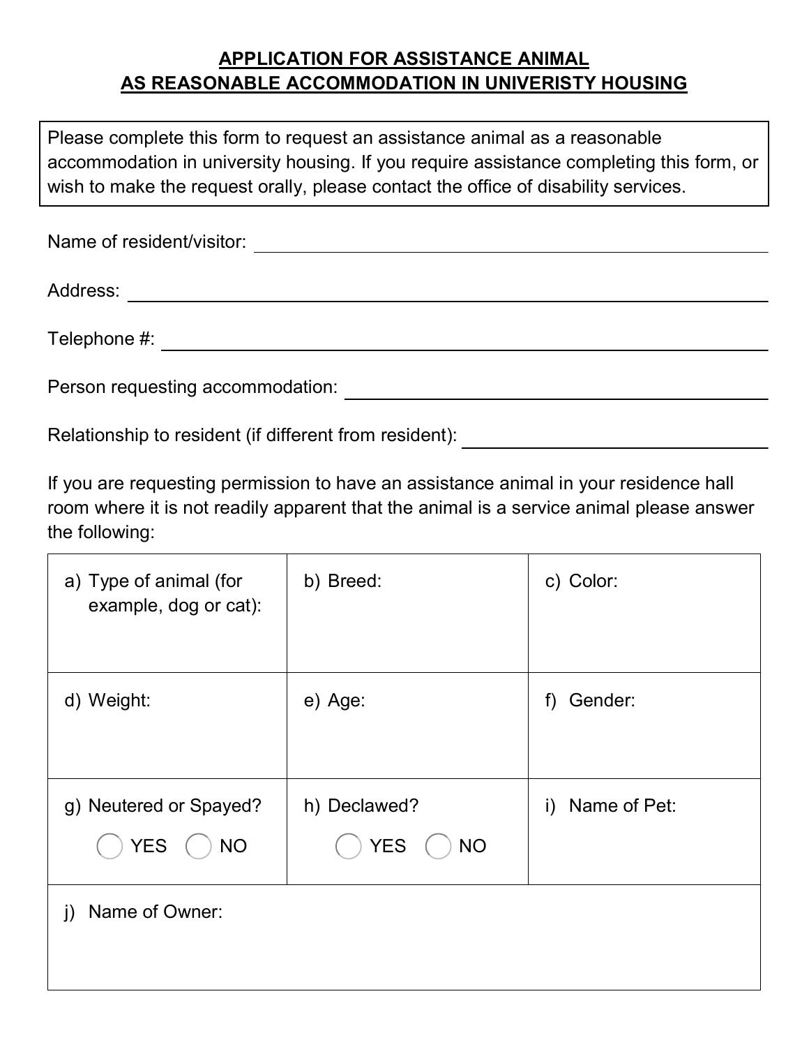## APPLICATION FOR ASSISTANCE ANIMAL AS REASONABLE ACCOMMODATION IN UNIVERISTY HOUSING

> Please complete this form to request an assistance animal as a reasonable accommodation in university housing. If you require assistance completing this form, or wish to make the request orally, please contact the office of disability services.

Name of resident/visitor: ______________________________

Address: ______________________________

Telephone #: ______________________________

Person requesting accommodation: ______________________________

Relationship to resident (if different from resident): ______________________________

If you are requesting permission to have an assistance animal in your residence hall room where it is not readily apparent that the animal is a service animal please answer the following:

| | | |
|---|---|---|
| a) Type of animal (for example, dog or cat): | b) Breed: | c) Color: |
| d) Weight: | e) Age: | f) Gender: |
| g) Neutered or Spayed? ◯ YES ◯ NO | h) Declawed? ◯ YES ◯ NO | i) Name of Pet: |
| j) Name of Owner: | | |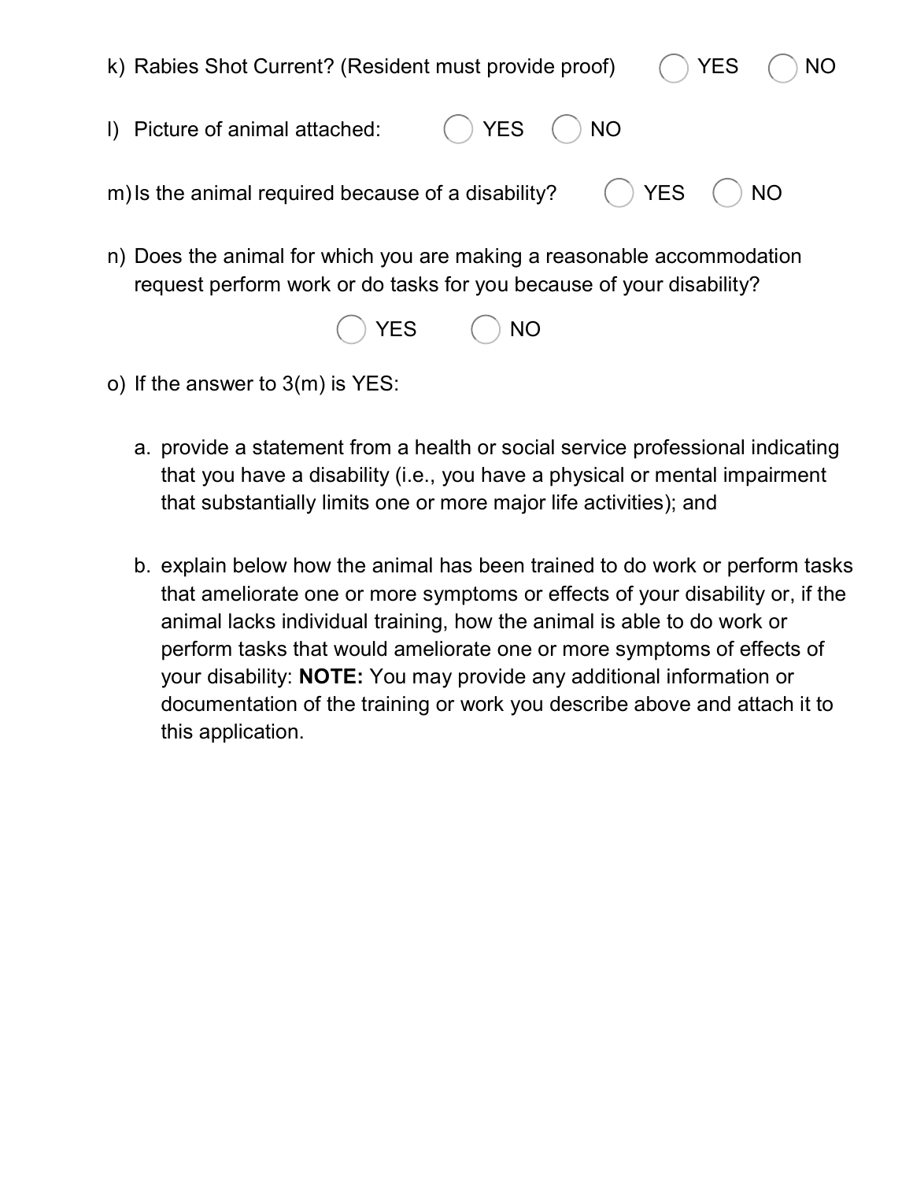k) Rabies Shot Current? (Resident must provide proof) ◯ YES ◯ NO

l) Picture of animal attached: ◯ YES ◯ NO

m) Is the animal required because of a disability? ◯ YES ◯ NO

n) Does the animal for which you are making a reasonable accommodation request perform work or do tasks for you because of your disability?

◯ YES ◯ NO

o) If the answer to 3(m) is YES:

   a. provide a statement from a health or social service professional indicating that you have a disability (i.e., you have a physical or mental impairment that substantially limits one or more major life activities); and

   b. explain below how the animal has been trained to do work or perform tasks that ameliorate one or more symptoms or effects of your disability or, if the animal lacks individual training, how the animal is able to do work or perform tasks that would ameliorate one or more symptoms of effects of your disability: **NOTE:** You may provide any additional information or documentation of the training or work you describe above and attach it to this application.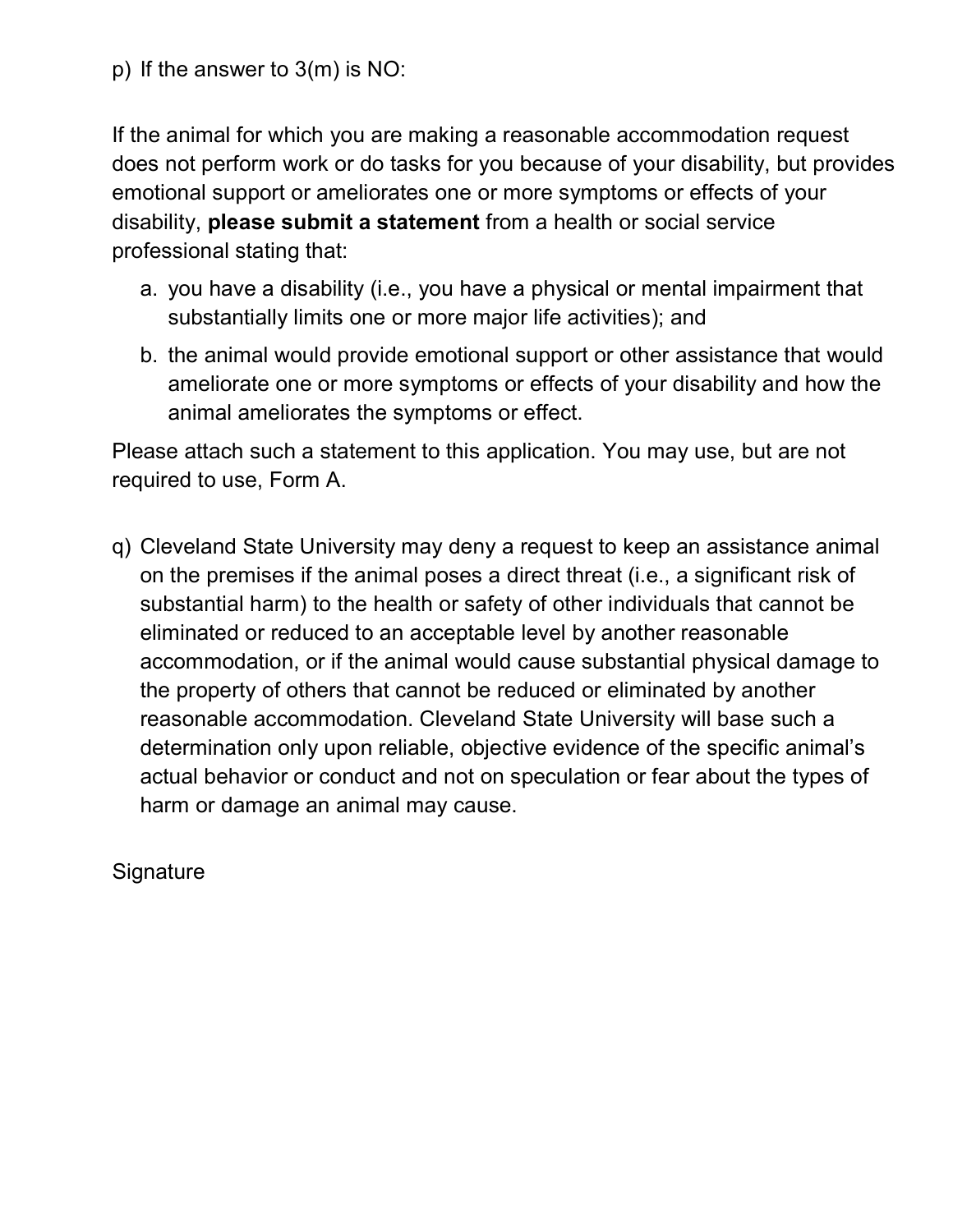p) If the answer to 3(m) is NO:

If the animal for which you are making a reasonable accommodation request does not perform work or do tasks for you because of your disability, but provides emotional support or ameliorates one or more symptoms or effects of your disability, **please submit a statement** from a health or social service professional stating that:

a. you have a disability (i.e., you have a physical or mental impairment that substantially limits one or more major life activities); and
b. the animal would provide emotional support or other assistance that would ameliorate one or more symptoms or effects of your disability and how the animal ameliorates the symptoms or effect.

Please attach such a statement to this application. You may use, but are not required to use, Form A.

q) Cleveland State University may deny a request to keep an assistance animal on the premises if the animal poses a direct threat (i.e., a significant risk of substantial harm) to the health or safety of other individuals that cannot be eliminated or reduced to an acceptable level by another reasonable accommodation, or if the animal would cause substantial physical damage to the property of others that cannot be reduced or eliminated by another reasonable accommodation. Cleveland State University will base such a determination only upon reliable, objective evidence of the specific animal's actual behavior or conduct and not on speculation or fear about the types of harm or damage an animal may cause.

Signature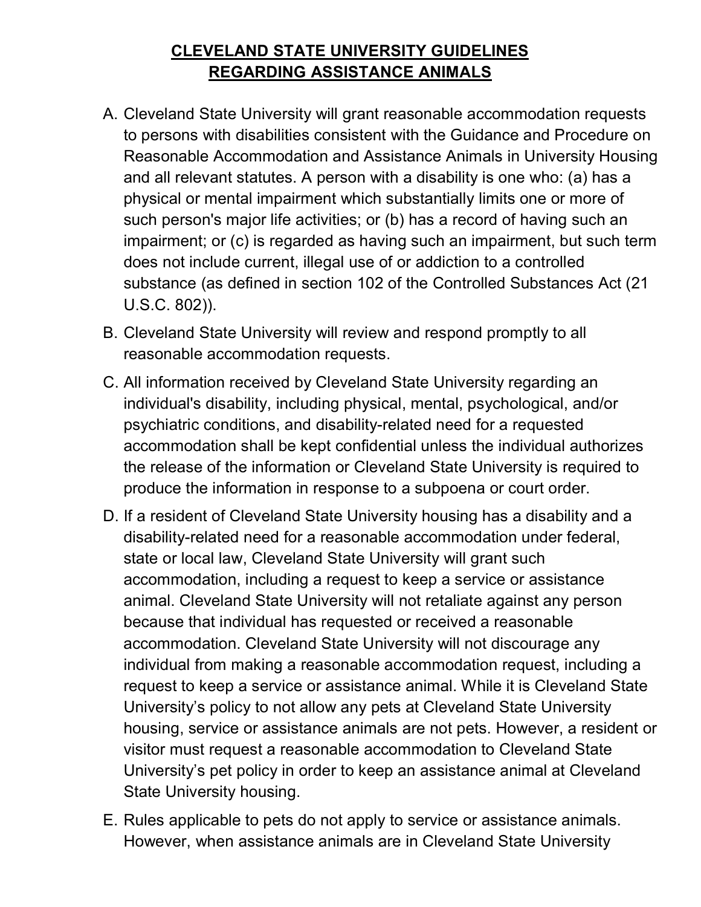# CLEVELAND STATE UNIVERSITY GUIDELINES REGARDING ASSISTANCE ANIMALS

A. Cleveland State University will grant reasonable accommodation requests to persons with disabilities consistent with the Guidance and Procedure on Reasonable Accommodation and Assistance Animals in University Housing and all relevant statutes. A person with a disability is one who: (a) has a physical or mental impairment which substantially limits one or more of such person's major life activities; or (b) has a record of having such an impairment; or (c) is regarded as having such an impairment, but such term does not include current, illegal use of or addiction to a controlled substance (as defined in section 102 of the Controlled Substances Act (21 U.S.C. 802)).

B. Cleveland State University will review and respond promptly to all reasonable accommodation requests.

C. All information received by Cleveland State University regarding an individual's disability, including physical, mental, psychological, and/or psychiatric conditions, and disability-related need for a requested accommodation shall be kept confidential unless the individual authorizes the release of the information or Cleveland State University is required to produce the information in response to a subpoena or court order.

D. If a resident of Cleveland State University housing has a disability and a disability-related need for a reasonable accommodation under federal, state or local law, Cleveland State University will grant such accommodation, including a request to keep a service or assistance animal. Cleveland State University will not retaliate against any person because that individual has requested or received a reasonable accommodation. Cleveland State University will not discourage any individual from making a reasonable accommodation request, including a request to keep a service or assistance animal. While it is Cleveland State University's policy to not allow any pets at Cleveland State University housing, service or assistance animals are not pets. However, a resident or visitor must request a reasonable accommodation to Cleveland State University's pet policy in order to keep an assistance animal at Cleveland State University housing.

E. Rules applicable to pets do not apply to service or assistance animals. However, when assistance animals are in Cleveland State University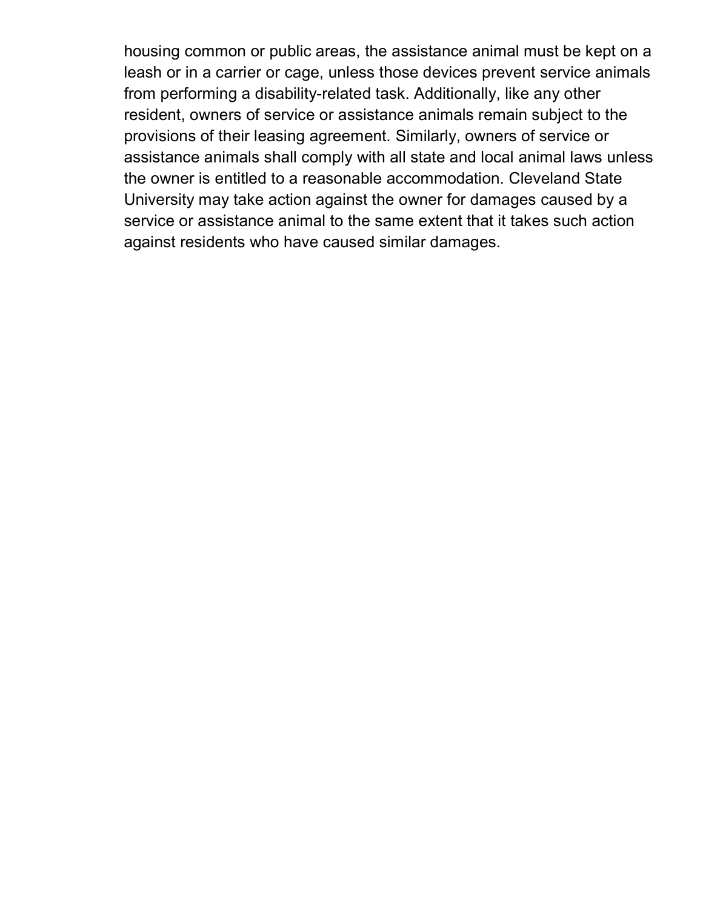housing common or public areas, the assistance animal must be kept on a leash or in a carrier or cage, unless those devices prevent service animals from performing a disability-related task. Additionally, like any other resident, owners of service or assistance animals remain subject to the provisions of their leasing agreement. Similarly, owners of service or assistance animals shall comply with all state and local animal laws unless the owner is entitled to a reasonable accommodation. Cleveland State University may take action against the owner for damages caused by a service or assistance animal to the same extent that it takes such action against residents who have caused similar damages.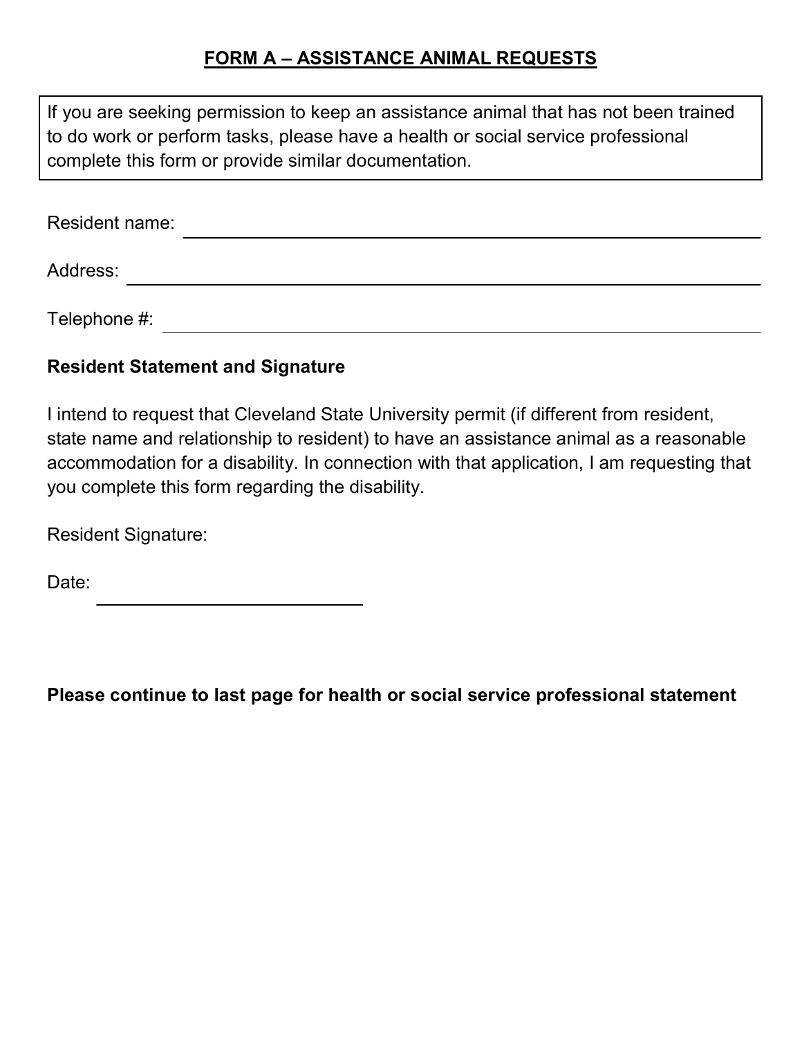# FORM A – ASSISTANCE ANIMAL REQUESTS

If you are seeking permission to keep an assistance animal that has not been trained to do work or perform tasks, please have a health or social service professional complete this form or provide similar documentation.

Resident name: ______________________________________________

Address: ______________________________________________

Telephone #: ______________________________________________

**Resident Statement and Signature**

I intend to request that Cleveland State University permit (if different from resident, state name and relationship to resident) to have an assistance animal as a reasonable accommodation for a disability. In connection with that application, I am requesting that you complete this form regarding the disability.

Resident Signature:

Date: ____________________________

**Please continue to last page for health or social service professional statement**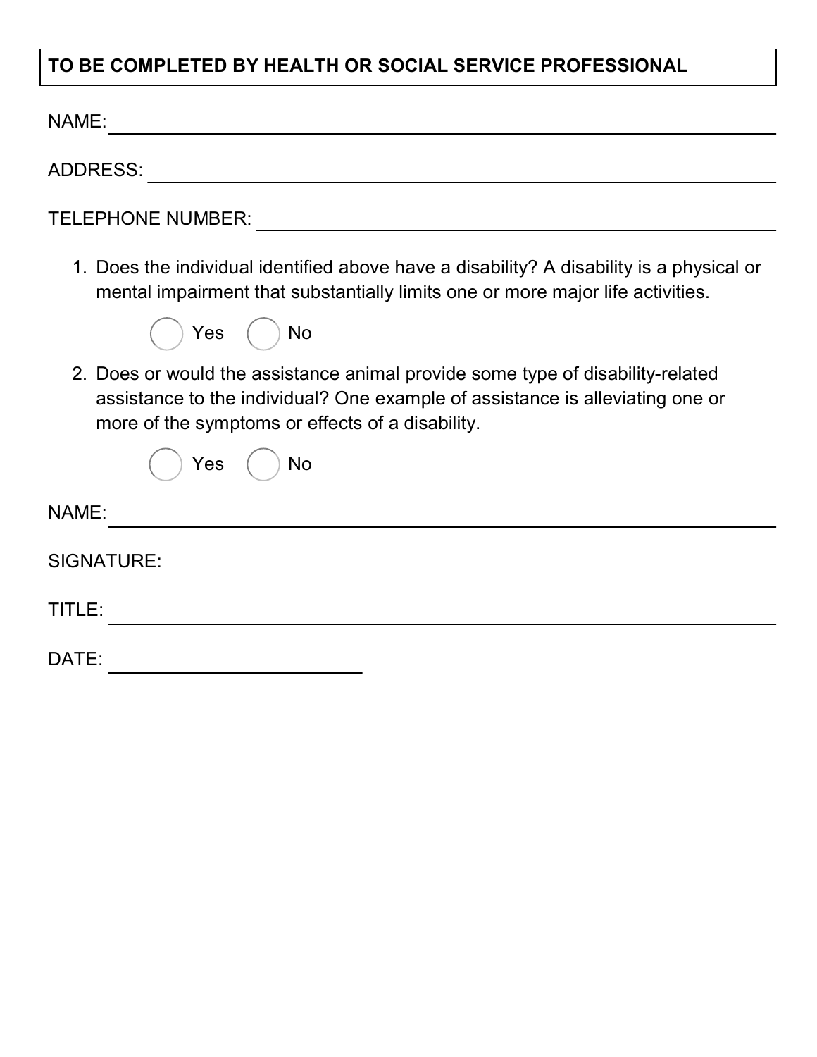**TO BE COMPLETED BY HEALTH OR SOCIAL SERVICE PROFESSIONAL**

NAME: ______________________________

ADDRESS: ______________________________

TELEPHONE NUMBER: ______________________________

1. Does the individual identified above have a disability? A disability is a physical or mental impairment that substantially limits one or more major life activities.

   ○ Yes ○ No

2. Does or would the assistance animal provide some type of disability-related assistance to the individual? One example of assistance is alleviating one or more of the symptoms or effects of a disability.

   ○ Yes ○ No

NAME: ______________________________

SIGNATURE:

TITLE: ______________________________

DATE: ____________________